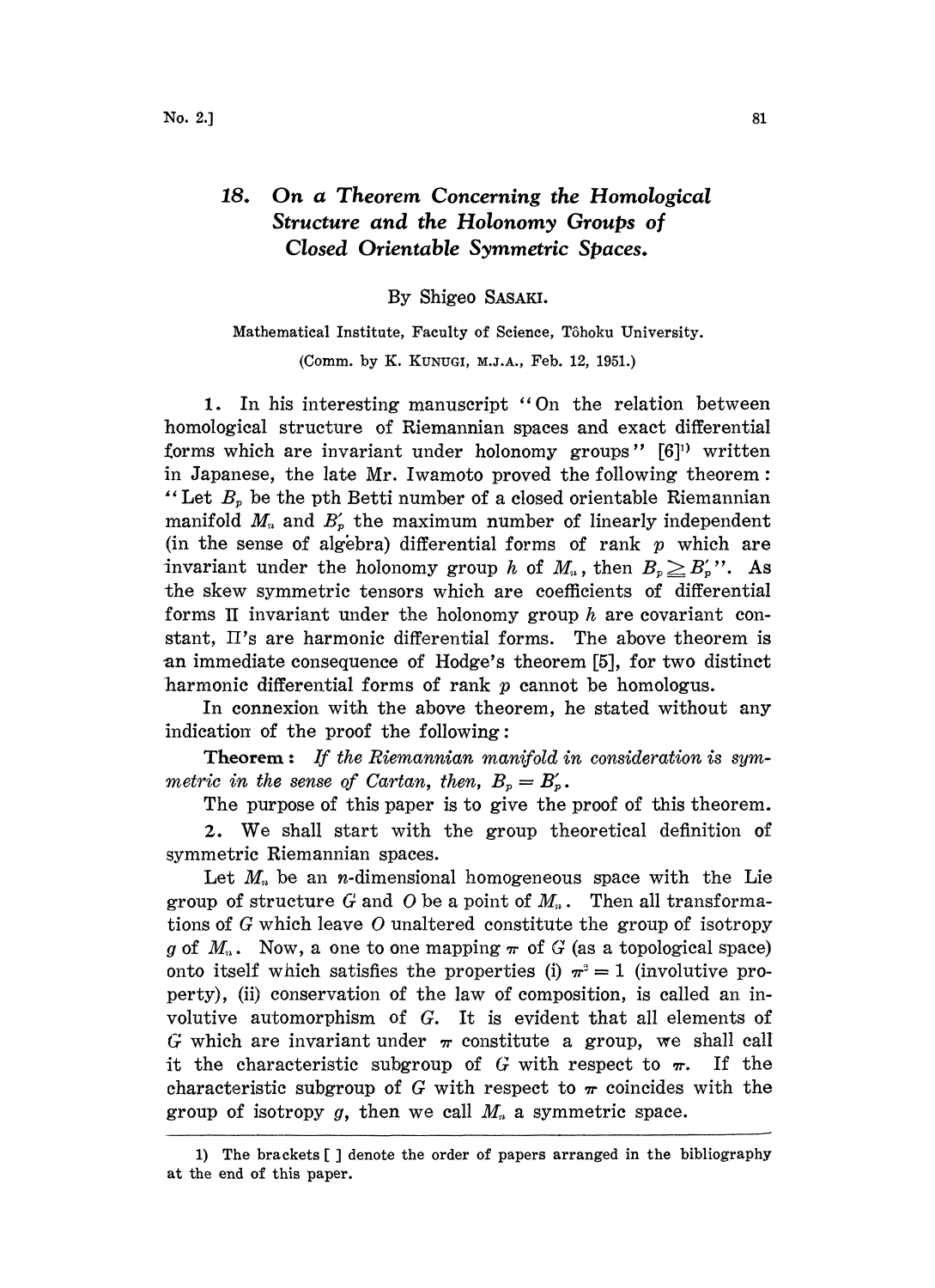# 18. On a Theorem Concerning the Homological Structure and the Holonomy Groups of Closed Orientable Symmetric Spaces.

By Shigeo SASAKI.

Mathematical Institute, Faculty of Science, Tôhoku University.

(Comm. by K. KUNUGI, M.J.A., Feb. 12, 1951.)

1. In his interesting manuscript "On the relation between homological structure of Riemannian spaces and exact differential forms which are invariant under holonomy groups" [6][1] written in Japanese, the late Mr. Iwamoto proved the following theorem: "Let $B_p$ be the pth Betti number of a closed orientable Riemannian manifold $M_n$ and $B'_p$ the maximum number of linearly independent (in the sense of algebra) differential forms of rank $p$ which are invariant under the holonomy group $h$ of $M_n$, then $B_p \geqq B'_p$". As the skew symmetric tensors which are coefficients of differential forms $\Pi$ invariant under the holonomy group $h$ are covariant constant, $\Pi$'s are harmonic differential forms. The above theorem is an immediate consequence of Hodge's theorem [5], for two distinct harmonic differential forms of rank $p$ cannot be homologus.

In connexion with the above theorem, he stated without any indication of the proof the following:

**Theorem:** *If the Riemannian manifold in consideration is symmetric in the sense of Cartan, then,* $B_p = B'_p$.

The purpose of this paper is to give the proof of this theorem.

2. We shall start with the group theoretical definition of symmetric Riemannian spaces.

Let $M_n$ be an $n$-dimensional homogeneous space with the Lie group of structure $G$ and $O$ be a point of $M_n$. Then all transformations of $G$ which leave $O$ unaltered constitute the group of isotropy $g$ of $M_n$. Now, a one to one mapping $\pi$ of $G$ (as a topological space) onto itself which satisfies the properties (i) $\pi^2 = 1$ (involutive property), (ii) conservation of the law of composition, is called an involutive automorphism of $G$. It is evident that all elements of $G$ which are invariant under $\pi$ constitute a group, we shall call it the characteristic subgroup of $G$ with respect to $\pi$. If the characteristic subgroup of $G$ with respect to $\pi$ coincides with the group of isotropy $g$, then we call $M_n$ a symmetric space.

---

1) The brackets [ ] denote the order of papers arranged in the bibliography at the end of this paper.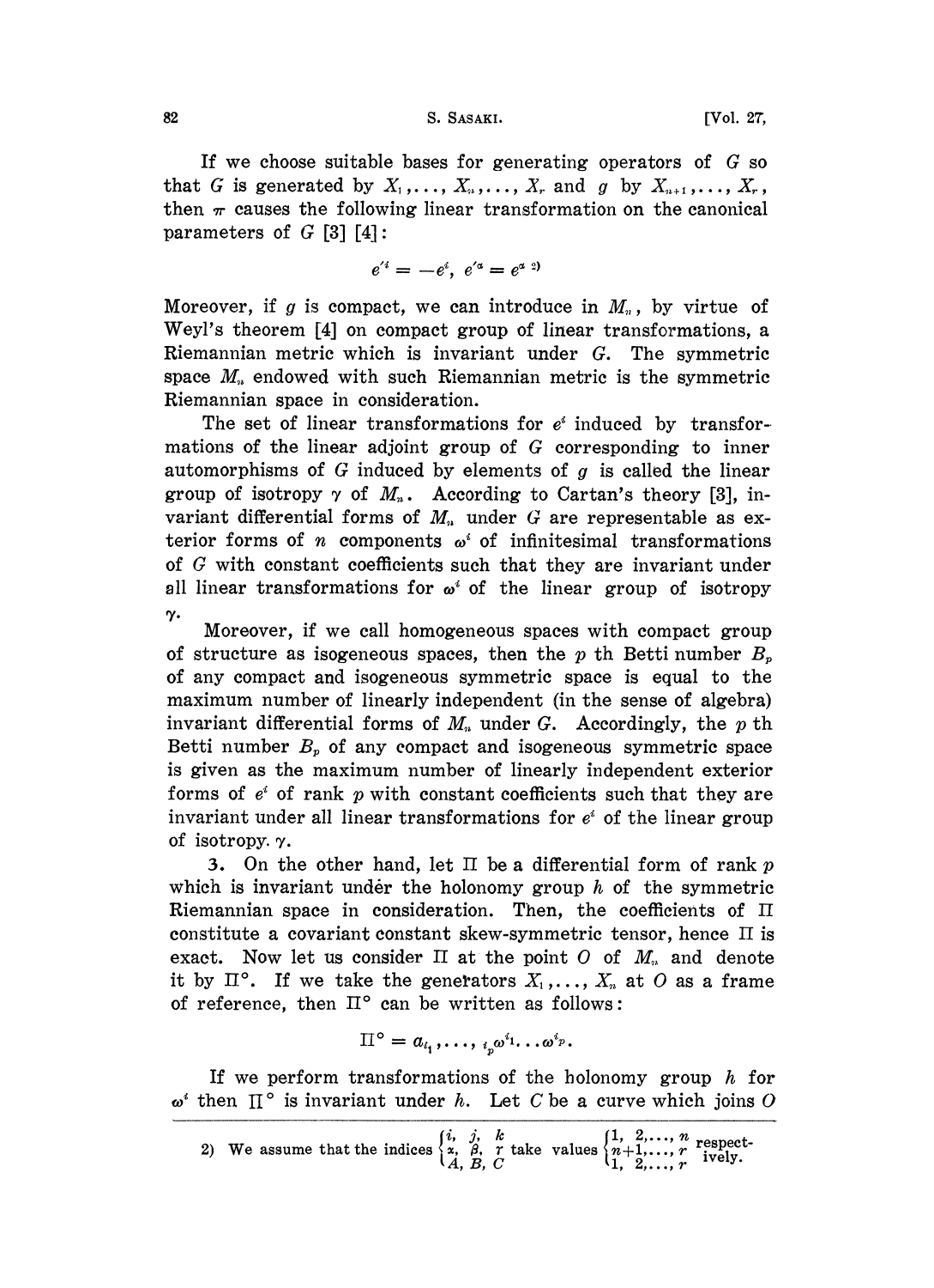If we choose suitable bases for generating operators of $G$ so that $G$ is generated by $X_1, \ldots, X_n, \ldots, X_r$ and $g$ by $X_{n+1}, \ldots, X_r$, then $\pi$ causes the following linear transformation on the canonical parameters of $G$ [3] [4]:

$$e'^i = -e^i, \ e'^\alpha = e^\alpha \text{ [2)]}$$

Moreover, if $g$ is compact, we can introduce in $M_n$, by virtue of Weyl's theorem [4] on compact group of linear transformations, a Riemannian metric which is invariant under $G$. The symmetric space $M_n$ endowed with such Riemannian metric is the symmetric Riemannian space in consideration.

The set of linear transformations for $e^i$ induced by transformations of the linear adjoint group of $G$ corresponding to inner automorphisms of $G$ induced by elements of $g$ is called the linear group of isotropy $\gamma$ of $M_n$. According to Cartan's theory [3], invariant differential forms of $M_n$ under $G$ are representable as exterior forms of $n$ components $\omega^i$ of infinitesimal transformations of $G$ with constant coefficients such that they are invariant under all linear transformations for $\omega^i$ of the linear group of isotropy $\gamma$.

Moreover, if we call homogeneous spaces with compact group of structure as isogeneous spaces, then the $p$ th Betti number $B_p$ of any compact and isogeneous symmetric space is equal to the maximum number of linearly independent (in the sense of algebra) invariant differential forms of $M_n$ under $G$. Accordingly, the $p$ th Betti number $B_p$ of any compact and isogeneous symmetric space is given as the maximum number of linearly independent exterior forms of $e^i$ of rank $p$ with constant coefficients such that they are invariant under all linear transformations for $e^i$ of the linear group of isotropy $\gamma$.

3. On the other hand, let $\Pi$ be a differential form of rank $p$ which is invariant under the holonomy group $h$ of the symmetric Riemannian space in consideration. Then, the coefficients of $\Pi$ constitute a covariant constant skew-symmetric tensor, hence $\Pi$ is exact. Now let us consider $\Pi$ at the point $O$ of $M_n$ and denote it by $\Pi^\circ$. If we take the generators $X_1, \ldots, X_n$ at $O$ as a frame of reference, then $\Pi^\circ$ can be written as follows:

$$\Pi^\circ = a_{i_1, \ldots, i_p} \omega^{i_1} \ldots \omega^{i_p}.$$

If we perform transformations of the holonomy group $h$ for $\omega^i$ then $\Pi^\circ$ is invariant under $h$. Let $C$ be a curve which joins $O$

---

2) We assume that the indices $\begin{cases} i, \ j, \ k \\ \alpha, \ \beta, \ \gamma \\ A, \ B, \ C \end{cases}$ take values $\begin{cases} 1, \ 2, \ldots, n \\ n+1, \ldots, r \\ 1, \ 2, \ldots, r \end{cases}$ respectively.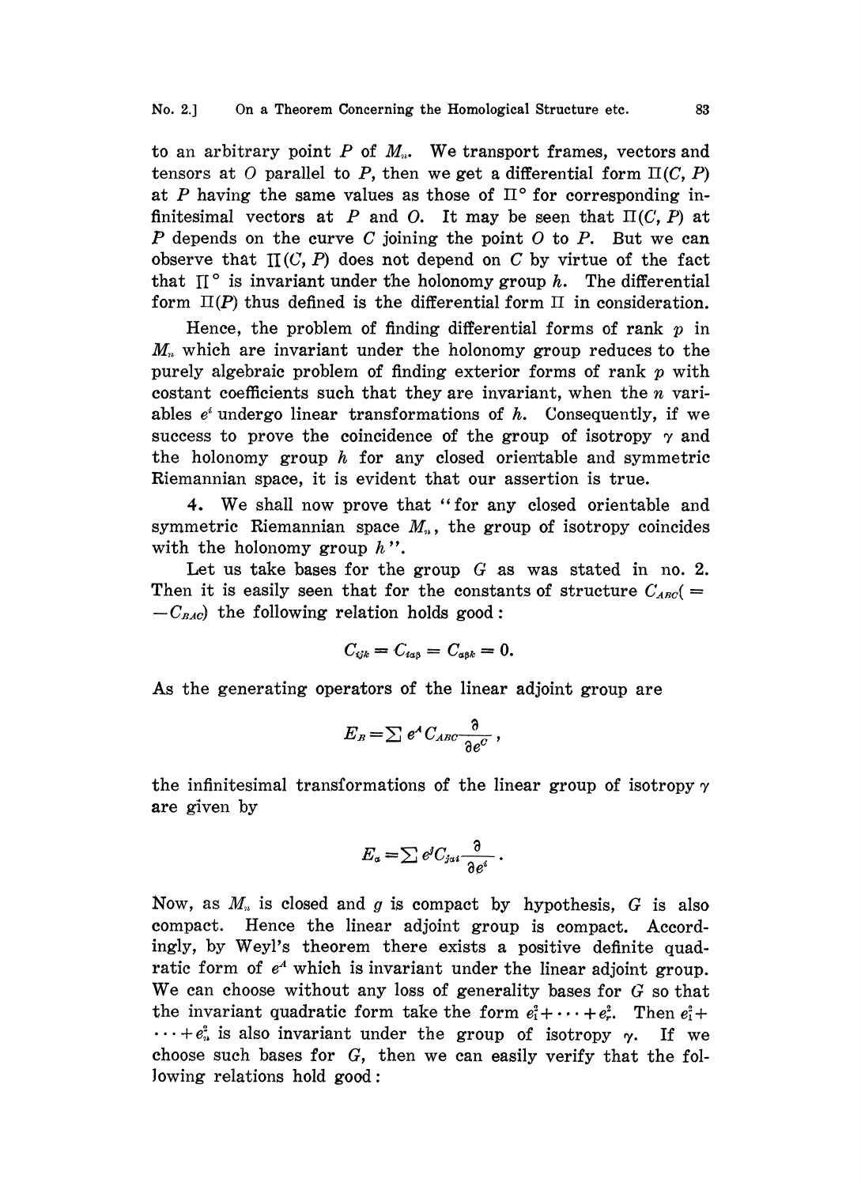to an arbitrary point $P$ of $M_n$. We transport frames, vectors and tensors at $O$ parallel to $P$, then we get a differential form $\Pi(C, P)$ at $P$ having the same values as those of $\Pi^\circ$ for corresponding infinitesimal vectors at $P$ and $O$. It may be seen that $\Pi(C, P)$ at $P$ depends on the curve $C$ joining the point $O$ to $P$. But we can observe that $\Pi(C, P)$ does not depend on $C$ by virtue of the fact that $\Pi^\circ$ is invariant under the holonomy group $h$. The differential form $\Pi(P)$ thus defined is the differential form $\Pi$ in consideration.

Hence, the problem of finding differential forms of rank $p$ in $M_n$ which are invariant under the holonomy group reduces to the purely algebraic problem of finding exterior forms of rank $p$ with costant coefficients such that they are invariant, when the $n$ variables $e^i$ undergo linear transformations of $h$. Consequently, if we success to prove the coincidence of the group of isotropy $\gamma$ and the holonomy group $h$ for any closed orientable and symmetric Riemannian space, it is evident that our assertion is true.

4. We shall now prove that "for any closed orientable and symmetric Riemannian space $M_n$, the group of isotropy coincides with the holonomy group $h$".

Let us take bases for the group $G$ as was stated in no. 2. Then it is easily seen that for the constants of structure $C_{ABC}(= -C_{BAC})$ the following relation holds good:

$$C_{ijk} = C_{i\alpha\beta} = C_{\alpha\beta k} = 0.$$

As the generating operators of the linear adjoint group are

$$E_B = \sum e^A C_{ABC} \frac{\partial}{\partial e^C},$$

the infinitesimal transformations of the linear group of isotropy $\gamma$ are given by

$$E_\alpha = \sum e^j C_{j\alpha i} \frac{\partial}{\partial e^i}.$$

Now, as $M_n$ is closed and $g$ is compact by hypothesis, $G$ is also compact. Hence the linear adjoint group is compact. Accordingly, by Weyl's theorem there exists a positive definite quadratic form of $e^A$ which is invariant under the linear adjoint group. We can choose without any loss of generality bases for $G$ so that the invariant quadratic form take the form $e_1^2 + \cdots + e_r^2$. Then $e_1^2 + \cdots + e_n^2$ is also invariant under the group of isotropy $\gamma$. If we choose such bases for $G$, then we can easily verify that the following relations hold good: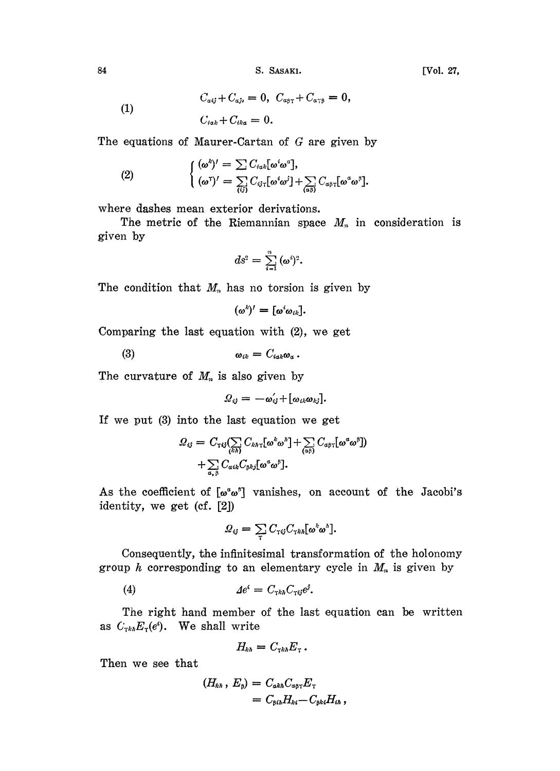$$
(1) \qquad \begin{aligned} & C_{\alpha ij}+C_{\alpha ji}=0,\ C_{\alpha\beta\gamma}+C_{\alpha\gamma\beta}=0, \\ & C_{i\alpha k}+C_{ik\alpha}=0. \end{aligned}
$$

The equations of Maurer-Cartan of $G$ are given by

$$
(2) \qquad \begin{cases} (\omega^k)' = \sum C_{i\alpha k}[\omega^i\omega^\alpha], \\ (\omega^\gamma)' = \sum\limits_{(ij)} C_{ij\gamma}[\omega^i\omega^j] + \sum\limits_{(\alpha\beta)} C_{\alpha\beta\gamma}[\omega^\alpha\omega^\beta]. \end{cases}
$$

where dashes mean exterior derivations.

The metric of the Riemannian space $M_n$ in consideration is given by

$$
ds^2 = \sum_{i=1}^{n} (\omega^i)^2.
$$

The condition that $M_n$ has no torsion is given by

$$
(\omega^k)' = [\omega^i\omega_{ik}].
$$

Comparing the last equation with (2), we get

$$
(3) \qquad \omega_{ik} = C_{i\alpha k}\omega_\alpha .
$$

The curvature of $M_n$ is also given by

$$
\Omega_{ij} = -\omega_{ij}' + [\omega_{ik}\omega_{kj}].
$$

If we put (3) into the last equation we get

$$
\begin{aligned} \Omega_{ij} = C_{\gamma ij}&(\sum_{(kh)} C_{kh\gamma}[\omega^k\omega^h] + \sum_{(\alpha\beta)} C_{\alpha\beta\gamma}[\omega^\alpha\omega^\beta]) \\ &+ \sum_{\alpha,\beta} C_{\alpha ik}C_{\beta kj}[\omega^\alpha\omega^\beta]. \end{aligned}
$$

As the coefficient of $[\omega^\alpha\omega^\beta]$ vanishes, on account of the Jacobi's identity, we get (cf. [2])

$$
\Omega_{ij} = \sum_\gamma C_{\gamma ij}C_{\gamma kh}[\omega^k\omega^h].
$$

Consequently, the infinitesimal transformation of the holonomy group $h$ corresponding to an elementary cycle in $M_n$ is given by

$$
(4) \qquad \Delta e^i = C_{\gamma kh}C_{\gamma ij}e^j.
$$

The right hand member of the last equation can be written as $C_{\gamma kh}E_\gamma(e^i)$. We shall write

$$
H_{kh} = C_{\gamma kh}E_\gamma .
$$

Then we see that

$$
\begin{aligned} (H_{kh}\,,\,E_\beta) &= C_{\alpha kh}C_{\alpha\beta\gamma}E_\gamma \\ &= C_{\beta ih}H_{ki} - C_{\beta ki}H_{ih}\,, \end{aligned}
$$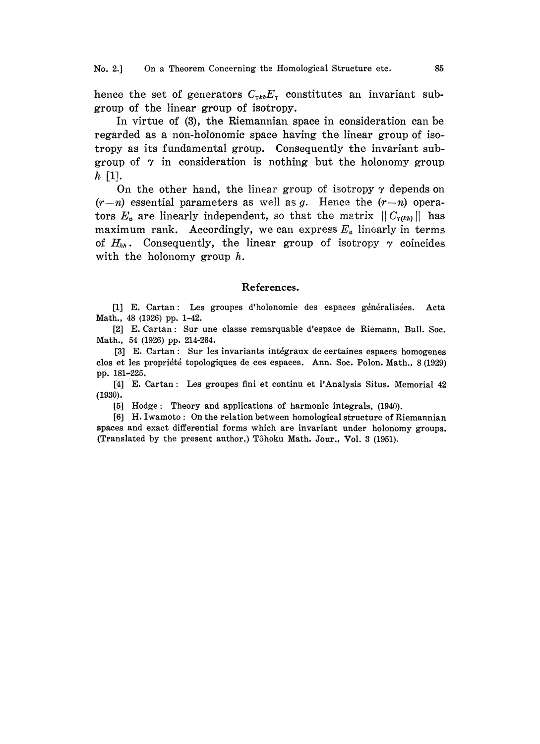hence the set of generators $C_{\gamma kh} E_\gamma$ constitutes an invariant subgroup of the linear group of isotropy.

In virtue of (3), the Riemannian space in consideration can be regarded as a non-holonomic space having the linear group of isotropy as its fundamental group. Consequently the invariant subgroup of $\gamma$ in consideration is nothing but the holonomy group $h$ [1].

On the other hand, the linear group of isotropy $\gamma$ depends on $(r-n)$ essential parameters as well as $g$. Hence the $(r-n)$ operators $E_\alpha$ are linearly independent, so that the matrix $\| C_{\gamma(kh)} \|$ has maximum rank. Accordingly, we can express $E_\alpha$ linearly in terms of $H_{kh}$. Consequently, the linear group of isotropy $\gamma$ coincides with the holonomy group $h$.

## References.

[1] E. Cartan: Les groupes d'holonomie des espaces généralisées. Acta Math., 48 (1926) pp. 1–42.

[2] E. Cartan: Sur une classe remarquable d'espace de Riemann, Bull. Soc. Math., 54 (1926) pp. 214-264.

[3] E. Cartan: Sur les invariants intégraux de certaines espaces homogenes clos et les propriété topologiques de ces espaces. Ann. Soc. Polon. Math., 8 (1929) pp. 181–225.

[4] E. Cartan: Les groupes fini et continu et l'Analysis Situs. Memorial 42 (1930).

[5] Hodge: Theory and applications of harmonic integrals, (1940).

[6] H. Iwamoto: On the relation between homological structure of Riemannian spaces and exact differential forms which are invariant under holonomy groups. (Translated by the present author.) Tôhoku Math. Jour., Vol. 3 (1951).